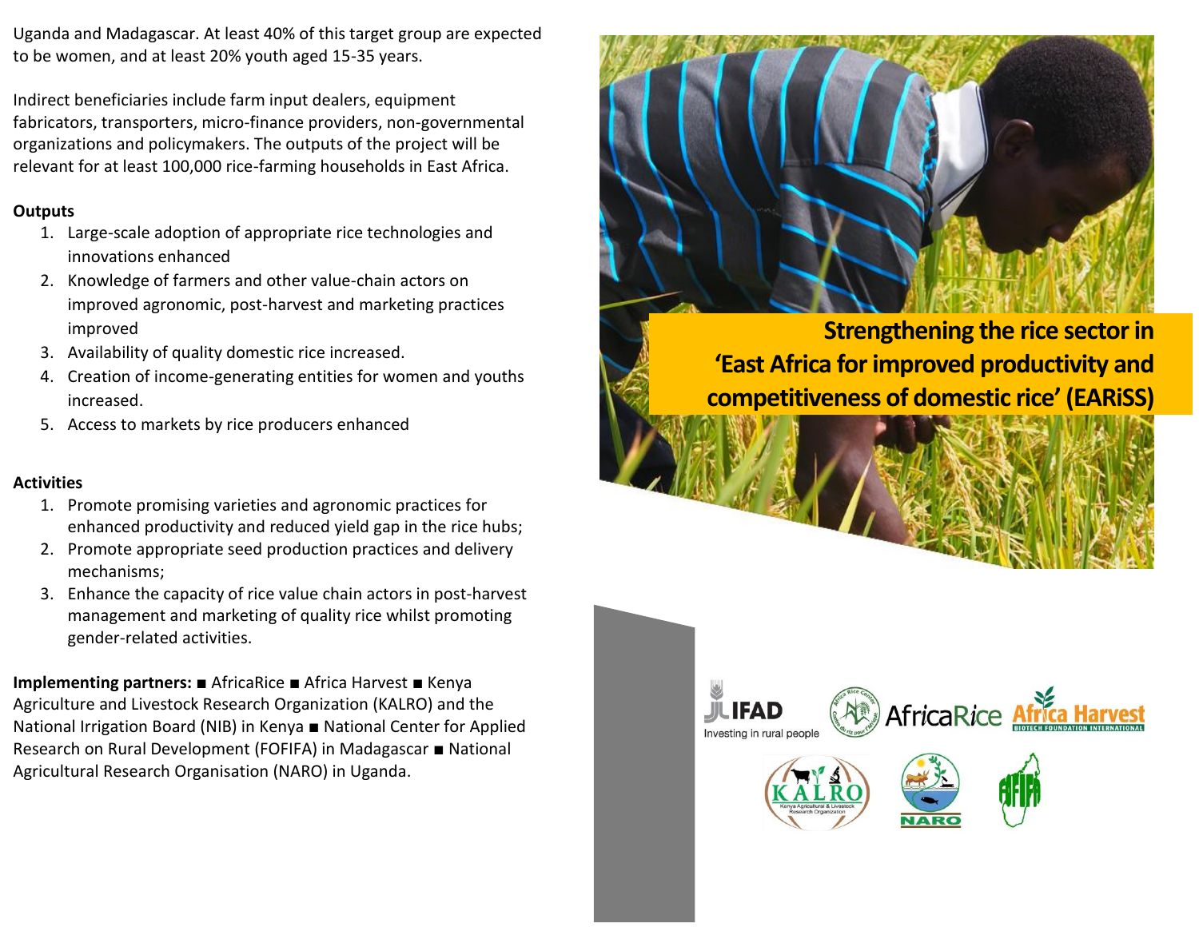Uganda and Madagascar. At least 40% of this target group are expected to be women, and at least 20% youth aged 15-35 years.

Indirect beneficiaries include farm input dealers, equipment fabricators, transporters, micro-finance providers, non-governmental organizations and policymakers. The outputs of the project will be relevant for at least 100,000 rice-farming households in East Africa.

**Outputs**

1. Large-scale adoption of appropriate rice technologies and innovations enhanced
2. Knowledge of farmers and other value-chain actors on improved agronomic, post-harvest and marketing practices improved
3. Availability of quality domestic rice increased.
4. Creation of income-generating entities for women and youths increased.
5. Access to markets by rice producers enhanced

**Activities**

1. Promote promising varieties and agronomic practices for enhanced productivity and reduced yield gap in the rice hubs;
2. Promote appropriate seed production practices and delivery mechanisms;
3. Enhance the capacity of rice value chain actors in post-harvest management and marketing of quality rice whilst promoting gender-related activities.

**Implementing partners:** ■ AfricaRice ■ Africa Harvest ■ Kenya Agriculture and Livestock Research Organization (KALRO) and the National Irrigation Board (NIB) in Kenya ■ National Center for Applied Research on Rural Development (FOFIFA) in Madagascar ■ National Agricultural Research Organisation (NARO) in Uganda.

# Strengthening the rice sector in 'East Africa for improved productivity and competitiveness of domestic rice' (EARiSS)

IFAD Investing in rural people · AfricaRice · Africa Harvest Biotech Foundation International · KALRO Kenya Agricultural & Livestock Research Organization · NARO · FIFIA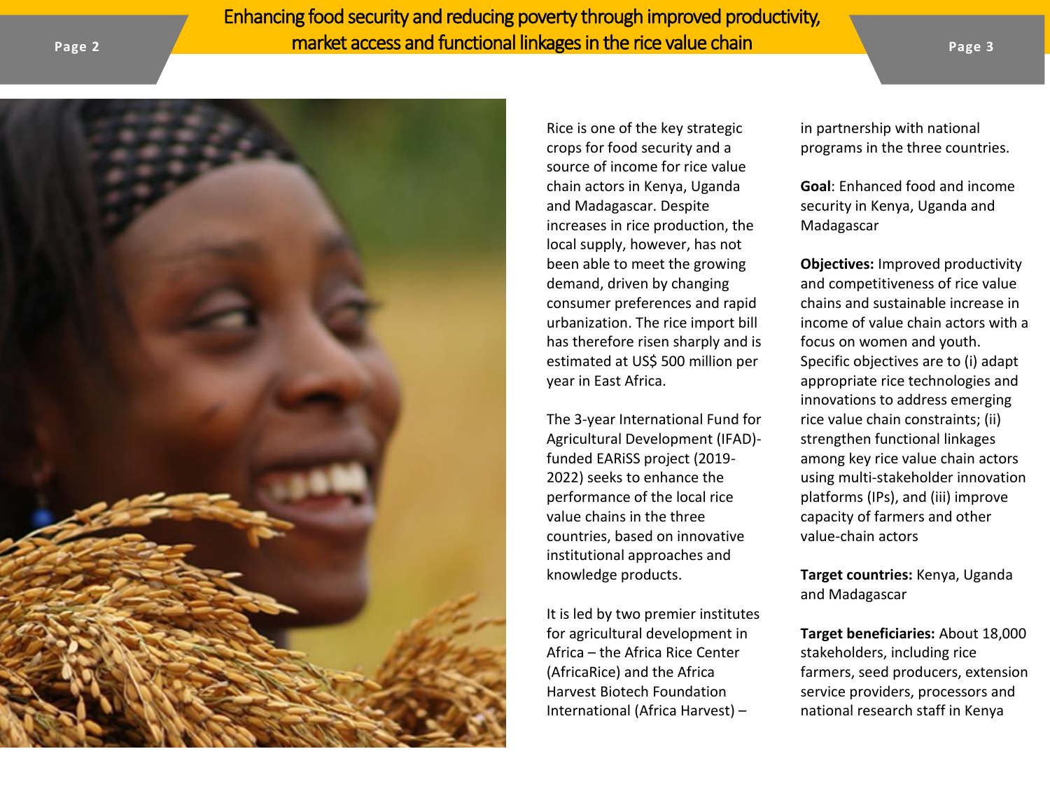# Enhancing food security and reducing poverty through improved productivity, market access and functional linkages in the rice value chain

Rice is one of the key strategic crops for food security and a source of income for rice value chain actors in Kenya, Uganda and Madagascar. Despite increases in rice production, the local supply, however, has not been able to meet the growing demand, driven by changing consumer preferences and rapid urbanization. The rice import bill has therefore risen sharply and is estimated at US$ 500 million per year in East Africa.

The 3-year International Fund for Agricultural Development (IFAD)-funded EARiSS project (2019-2022) seeks to enhance the performance of the local rice value chains in the three countries, based on innovative institutional approaches and knowledge products.

It is led by two premier institutes for agricultural development in Africa – the Africa Rice Center (AfricaRice) and the Africa Harvest Biotech Foundation International (Africa Harvest) – in partnership with national programs in the three countries.

**Goal**: Enhanced food and income security in Kenya, Uganda and Madagascar

**Objectives:** Improved productivity and competitiveness of rice value chains and sustainable increase in income of value chain actors with a focus on women and youth. Specific objectives are to (i) adapt appropriate rice technologies and innovations to address emerging rice value chain constraints; (ii) strengthen functional linkages among key rice value chain actors using multi-stakeholder innovation platforms (IPs), and (iii) improve capacity of farmers and other value-chain actors

**Target countries:** Kenya, Uganda and Madagascar

**Target beneficiaries:** About 18,000 stakeholders, including rice farmers, seed producers, extension service providers, processors and national research staff in Kenya